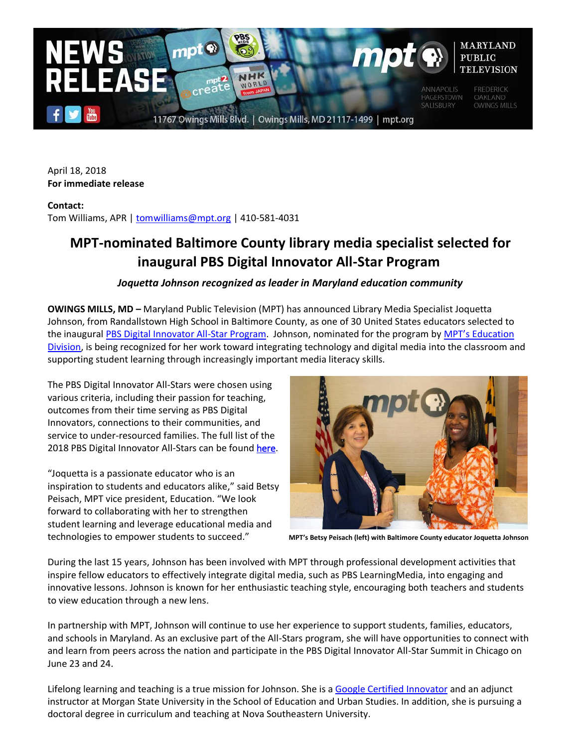April 18, 2018
**For immediate release**

**Contact:**
Tom Williams, APR | tomwilliams@mpt.org | 410-581-4031

# MPT-nominated Baltimore County library media specialist selected for inaugural PBS Digital Innovator All-Star Program

***Joquetta Johnson recognized as leader in Maryland education community***

**OWINGS MILLS, MD –** Maryland Public Television (MPT) has announced Library Media Specialist Joquetta Johnson, from Randallstown High School in Baltimore County, as one of 30 United States educators selected to the inaugural PBS Digital Innovator All-Star Program. Johnson, nominated for the program by MPT's Education Division, is being recognized for her work toward integrating technology and digital media into the classroom and supporting student learning through increasingly important media literacy skills.

The PBS Digital Innovator All-Stars were chosen using various criteria, including their passion for teaching, outcomes from their time serving as PBS Digital Innovators, connections to their communities, and service to under-resourced families. The full list of the 2018 PBS Digital Innovator All-Stars can be found here.

"Joquetta is a passionate educator who is an inspiration to students and educators alike," said Betsy Peisach, MPT vice president, Education. "We look forward to collaborating with her to strengthen student learning and leverage educational media and technologies to empower students to succeed."

**MPT's Betsy Peisach (left) with Baltimore County educator Joquetta Johnson**

During the last 15 years, Johnson has been involved with MPT through professional development activities that inspire fellow educators to effectively integrate digital media, such as PBS LearningMedia, into engaging and innovative lessons. Johnson is known for her enthusiastic teaching style, encouraging both teachers and students to view education through a new lens.

In partnership with MPT, Johnson will continue to use her experience to support students, families, educators, and schools in Maryland. As an exclusive part of the All-Stars program, she will have opportunities to connect with and learn from peers across the nation and participate in the PBS Digital Innovator All-Star Summit in Chicago on June 23 and 24.

Lifelong learning and teaching is a true mission for Johnson. She is a Google Certified Innovator and an adjunct instructor at Morgan State University in the School of Education and Urban Studies. In addition, she is pursuing a doctoral degree in curriculum and teaching at Nova Southeastern University.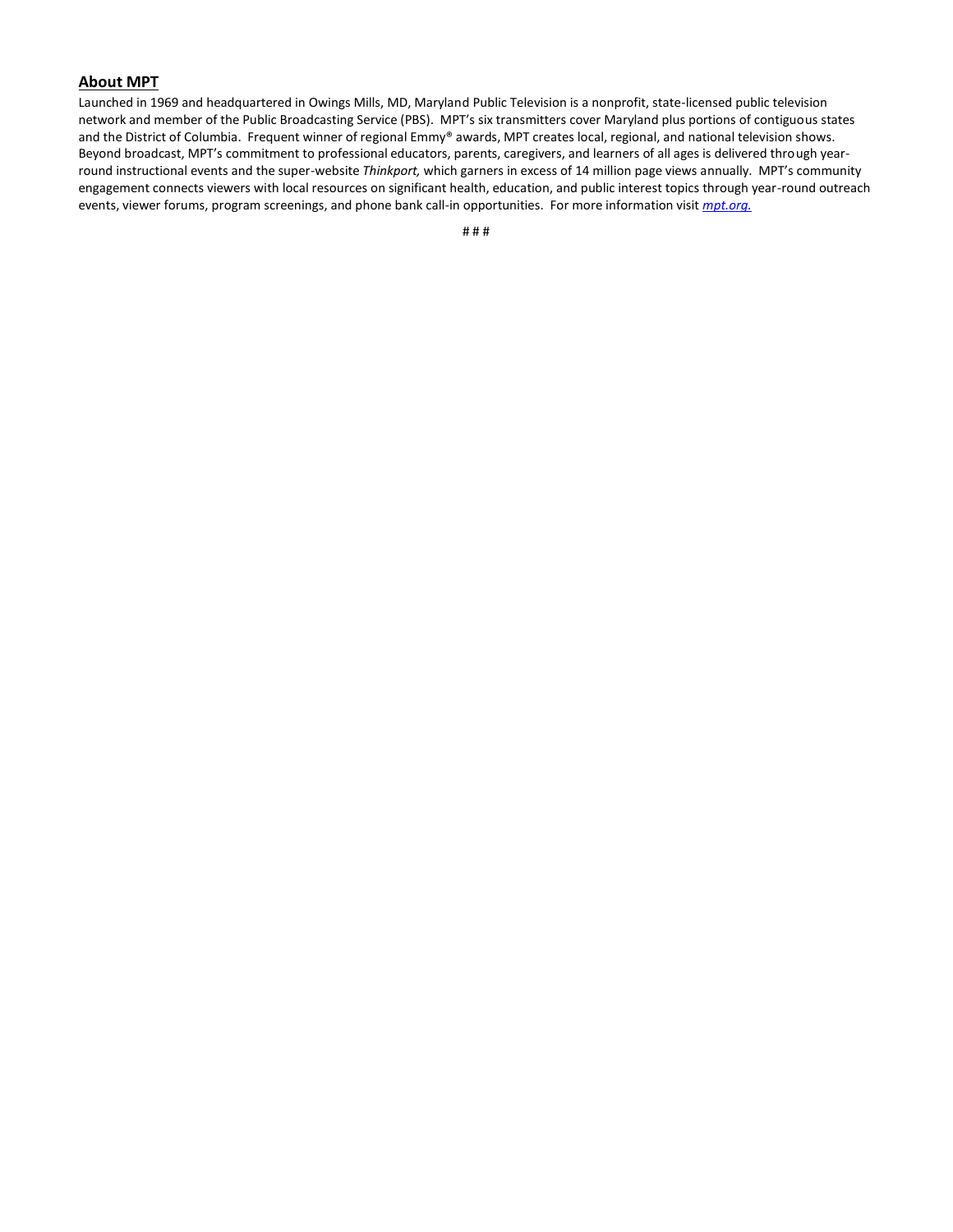## **About MPT**

Launched in 1969 and headquartered in Owings Mills, MD, Maryland Public Television is a nonprofit, state-licensed public television network and member of the Public Broadcasting Service (PBS). MPT's six transmitters cover Maryland plus portions of contiguous states and the District of Columbia. Frequent winner of regional Emmy® awards, MPT creates local, regional, and national television shows. Beyond broadcast, MPT's commitment to professional educators, parents, caregivers, and learners of all ages is delivered through year-round instructional events and the super-website *Thinkport,* which garners in excess of 14 million page views annually. MPT's community engagement connects viewers with local resources on significant health, education, and public interest topics through year-round outreach events, viewer forums, program screenings, and phone bank call-in opportunities. For more information visit *mpt.org.*

# # #